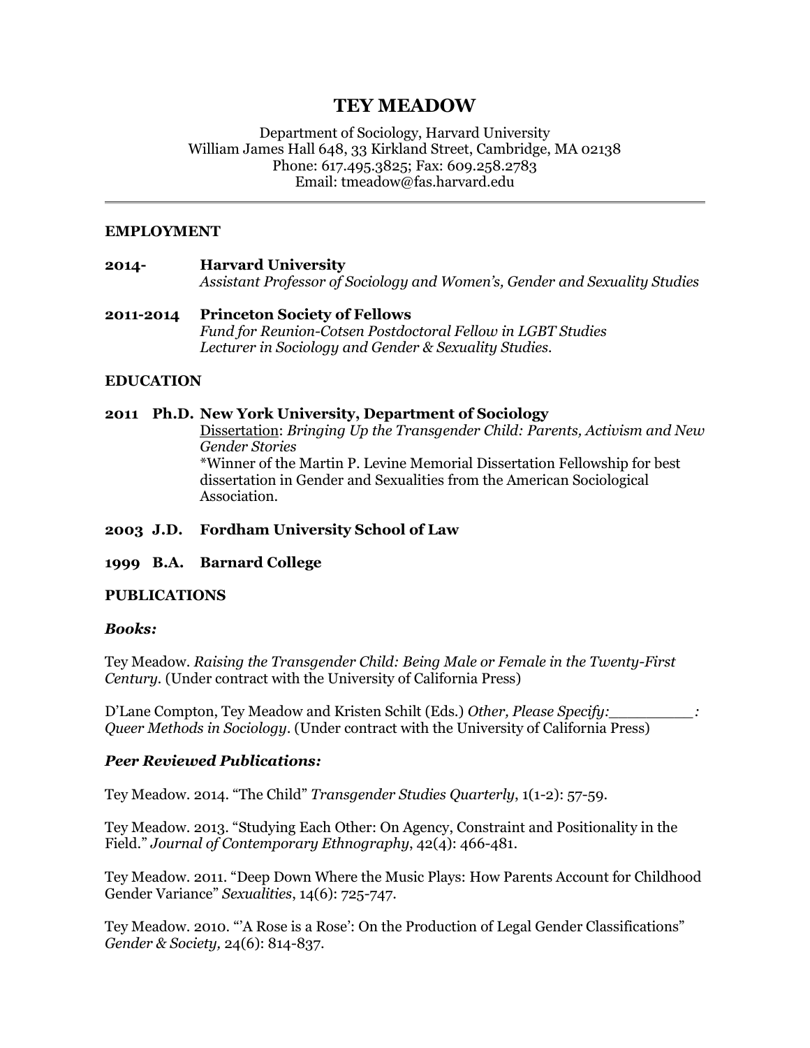# TEY MEADOW

Department of Sociology, Harvard University
William James Hall 648, 33 Kirkland Street, Cambridge, MA 02138
Phone: 617.495.3825; Fax: 609.258.2783
Email: tmeadow@fas.harvard.edu

---

## EMPLOYMENT

**2014-** **Harvard University**
*Assistant Professor of Sociology and Women's, Gender and Sexuality Studies*

**2011-2014** **Princeton Society of Fellows**
*Fund for Reunion-Cotsen Postdoctoral Fellow in LGBT Studies*
*Lecturer in Sociology and Gender & Sexuality Studies.*

## EDUCATION

**2011 Ph.D. New York University, Department of Sociology**
Dissertation: *Bringing Up the Transgender Child: Parents, Activism and New Gender Stories*
*Winner of the Martin P. Levine Memorial Dissertation Fellowship for best dissertation in Gender and Sexualities from the American Sociological Association.

**2003 J.D. Fordham University School of Law**

**1999 B.A. Barnard College**

## PUBLICATIONS

### *Books:*

Tey Meadow. *Raising the Transgender Child: Being Male or Female in the Twenty-First Century.* (Under contract with the University of California Press)

D'Lane Compton, Tey Meadow and Kristen Schilt (Eds.) *Other, Please Specify:_________: Queer Methods in Sociology*. (Under contract with the University of California Press)

### *Peer Reviewed Publications:*

Tey Meadow. 2014. "The Child" *Transgender Studies Quarterly*, 1(1-2): 57-59.

Tey Meadow. 2013. "Studying Each Other: On Agency, Constraint and Positionality in the Field." *Journal of Contemporary Ethnography*, 42(4): 466-481.

Tey Meadow. 2011. "Deep Down Where the Music Plays: How Parents Account for Childhood Gender Variance" *Sexualities*, 14(6): 725-747.

Tey Meadow. 2010. "'A Rose is a Rose': On the Production of Legal Gender Classifications" *Gender & Society,* 24(6): 814-837.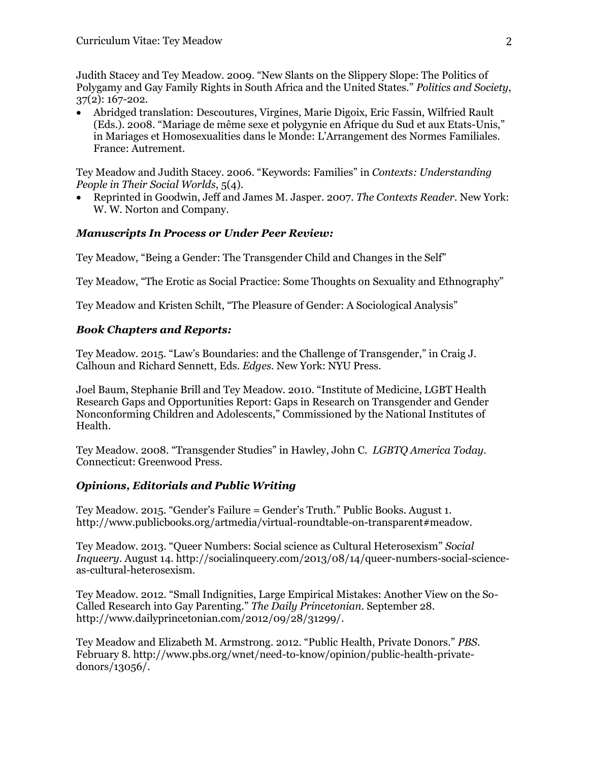Judith Stacey and Tey Meadow. 2009. "New Slants on the Slippery Slope: The Politics of Polygamy and Gay Family Rights in South Africa and the United States." *Politics and Society*, 37(2): 167-202.

- Abridged translation: Descoutures, Virgines, Marie Digoix, Eric Fassin, Wilfried Rault (Eds.). 2008. "Mariage de même sexe et polygynie en Afrique du Sud et aux Etats-Unis," in Mariages et Homosexualities dans le Monde: L'Arrangement des Normes Familiales. France: Autrement.

Tey Meadow and Judith Stacey. 2006. "Keywords: Families" in *Contexts: Understanding People in Their Social Worlds*, 5(4).

- Reprinted in Goodwin, Jeff and James M. Jasper. 2007. *The Contexts Reader*. New York: W. W. Norton and Company.

### *Manuscripts In Process or Under Peer Review:*

Tey Meadow, "Being a Gender: The Transgender Child and Changes in the Self"

Tey Meadow, "The Erotic as Social Practice: Some Thoughts on Sexuality and Ethnography"

Tey Meadow and Kristen Schilt, "The Pleasure of Gender: A Sociological Analysis"

### *Book Chapters and Reports:*

Tey Meadow. 2015. "Law's Boundaries: and the Challenge of Transgender," in Craig J. Calhoun and Richard Sennett, Eds. *Edges*. New York: NYU Press.

Joel Baum, Stephanie Brill and Tey Meadow. 2010. "Institute of Medicine, LGBT Health Research Gaps and Opportunities Report: Gaps in Research on Transgender and Gender Nonconforming Children and Adolescents," Commissioned by the National Institutes of Health.

Tey Meadow. 2008. "Transgender Studies" in Hawley, John C. *LGBTQ America Today*. Connecticut: Greenwood Press.

### *Opinions, Editorials and Public Writing*

Tey Meadow. 2015. "Gender's Failure = Gender's Truth." Public Books. August 1. http://www.publicbooks.org/artmedia/virtual-roundtable-on-transparent#meadow.

Tey Meadow. 2013. "Queer Numbers: Social science as Cultural Heterosexism" *Social Inqueery*. August 14. http://socialinqueery.com/2013/08/14/queer-numbers-social-science-as-cultural-heterosexism.

Tey Meadow. 2012. "Small Indignities, Large Empirical Mistakes: Another View on the So-Called Research into Gay Parenting." *The Daily Princetonian*. September 28. http://www.dailyprincetonian.com/2012/09/28/31299/.

Tey Meadow and Elizabeth M. Armstrong. 2012. "Public Health, Private Donors." *PBS*. February 8. http://www.pbs.org/wnet/need-to-know/opinion/public-health-private-donors/13056/.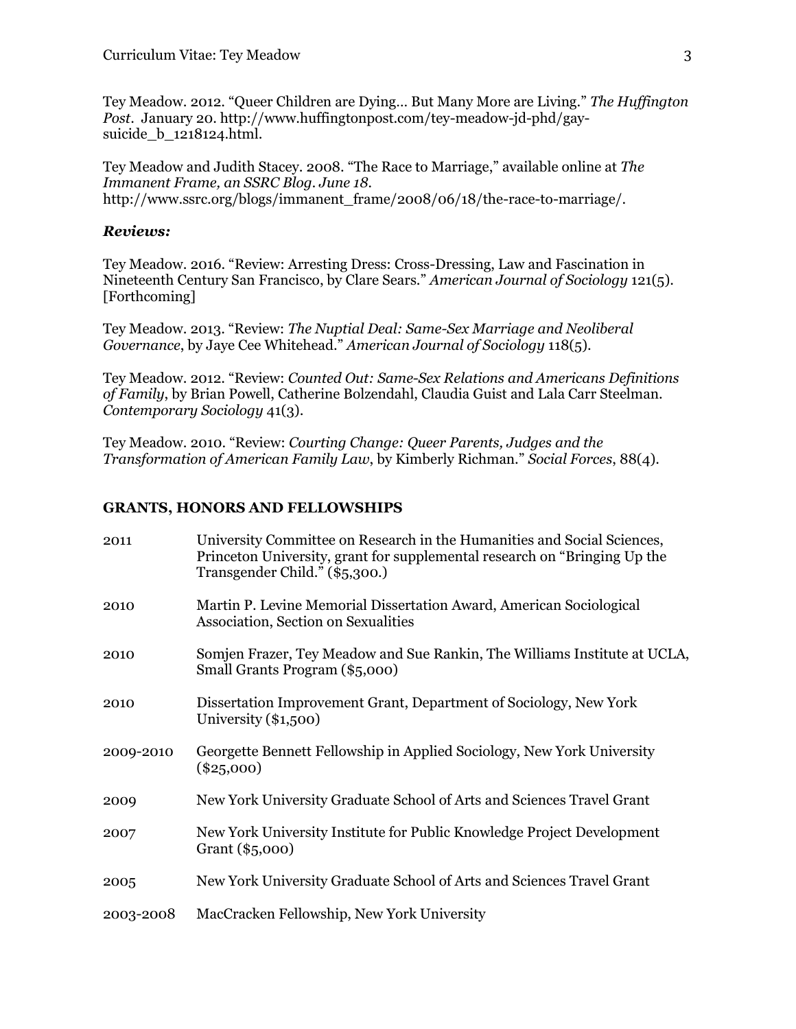Tey Meadow. 2012. "Queer Children are Dying… But Many More are Living." *The Huffington Post*. January 20. http://www.huffingtonpost.com/tey-meadow-jd-phd/gay-suicide_b_1218124.html.

Tey Meadow and Judith Stacey. 2008. "The Race to Marriage," available online at *The Immanent Frame, an SSRC Blog*. *June 18*. http://www.ssrc.org/blogs/immanent_frame/2008/06/18/the-race-to-marriage/.

### ***Reviews:***

Tey Meadow. 2016. "Review: Arresting Dress: Cross-Dressing, Law and Fascination in Nineteenth Century San Francisco, by Clare Sears." *American Journal of Sociology* 121(5). [Forthcoming]

Tey Meadow. 2013. "Review: *The Nuptial Deal: Same-Sex Marriage and Neoliberal Governance*, by Jaye Cee Whitehead." *American Journal of Sociology* 118(5).

Tey Meadow. 2012. "Review: *Counted Out: Same-Sex Relations and Americans Definitions of Family*, by Brian Powell, Catherine Bolzendahl, Claudia Guist and Lala Carr Steelman. *Contemporary Sociology* 41(3).

Tey Meadow. 2010. "Review: *Courting Change: Queer Parents, Judges and the Transformation of American Family Law*, by Kimberly Richman." *Social Forces*, 88(4).

## GRANTS, HONORS AND FELLOWSHIPS

| | |
|---|---|
| 2011 | University Committee on Research in the Humanities and Social Sciences, Princeton University, grant for supplemental research on "Bringing Up the Transgender Child." ($5,300.) |
| 2010 | Martin P. Levine Memorial Dissertation Award, American Sociological Association, Section on Sexualities |
| 2010 | Somjen Frazer, Tey Meadow and Sue Rankin, The Williams Institute at UCLA, Small Grants Program ($5,000) |
| 2010 | Dissertation Improvement Grant, Department of Sociology, New York University ($1,500) |
| 2009-2010 | Georgette Bennett Fellowship in Applied Sociology, New York University ($25,000) |
| 2009 | New York University Graduate School of Arts and Sciences Travel Grant |
| 2007 | New York University Institute for Public Knowledge Project Development Grant ($5,000) |
| 2005 | New York University Graduate School of Arts and Sciences Travel Grant |
| 2003-2008 | MacCracken Fellowship, New York University |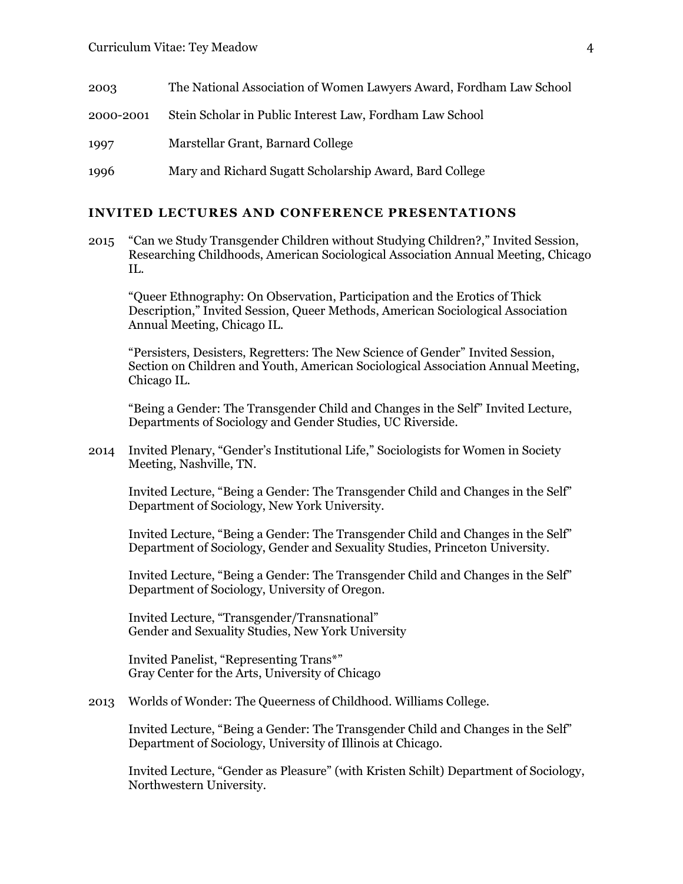2003 The National Association of Women Lawyers Award, Fordham Law School

2000-2001 Stein Scholar in Public Interest Law, Fordham Law School

1997 Marstellar Grant, Barnard College

1996 Mary and Richard Sugatt Scholarship Award, Bard College

## INVITED LECTURES AND CONFERENCE PRESENTATIONS

2015 "Can we Study Transgender Children without Studying Children?," Invited Session, Researching Childhoods, American Sociological Association Annual Meeting, Chicago IL.

"Queer Ethnography: On Observation, Participation and the Erotics of Thick Description," Invited Session, Queer Methods, American Sociological Association Annual Meeting, Chicago IL.

"Persisters, Desisters, Regretters: The New Science of Gender" Invited Session, Section on Children and Youth, American Sociological Association Annual Meeting, Chicago IL.

"Being a Gender: The Transgender Child and Changes in the Self" Invited Lecture, Departments of Sociology and Gender Studies, UC Riverside.

2014 Invited Plenary, "Gender's Institutional Life," Sociologists for Women in Society Meeting, Nashville, TN.

Invited Lecture, "Being a Gender: The Transgender Child and Changes in the Self" Department of Sociology, New York University.

Invited Lecture, "Being a Gender: The Transgender Child and Changes in the Self" Department of Sociology, Gender and Sexuality Studies, Princeton University.

Invited Lecture, "Being a Gender: The Transgender Child and Changes in the Self" Department of Sociology, University of Oregon.

Invited Lecture, "Transgender/Transnational"
Gender and Sexuality Studies, New York University

Invited Panelist, "Representing Trans*"
Gray Center for the Arts, University of Chicago

2013 Worlds of Wonder: The Queerness of Childhood. Williams College.

Invited Lecture, "Being a Gender: The Transgender Child and Changes in the Self" Department of Sociology, University of Illinois at Chicago.

Invited Lecture, "Gender as Pleasure" (with Kristen Schilt) Department of Sociology, Northwestern University.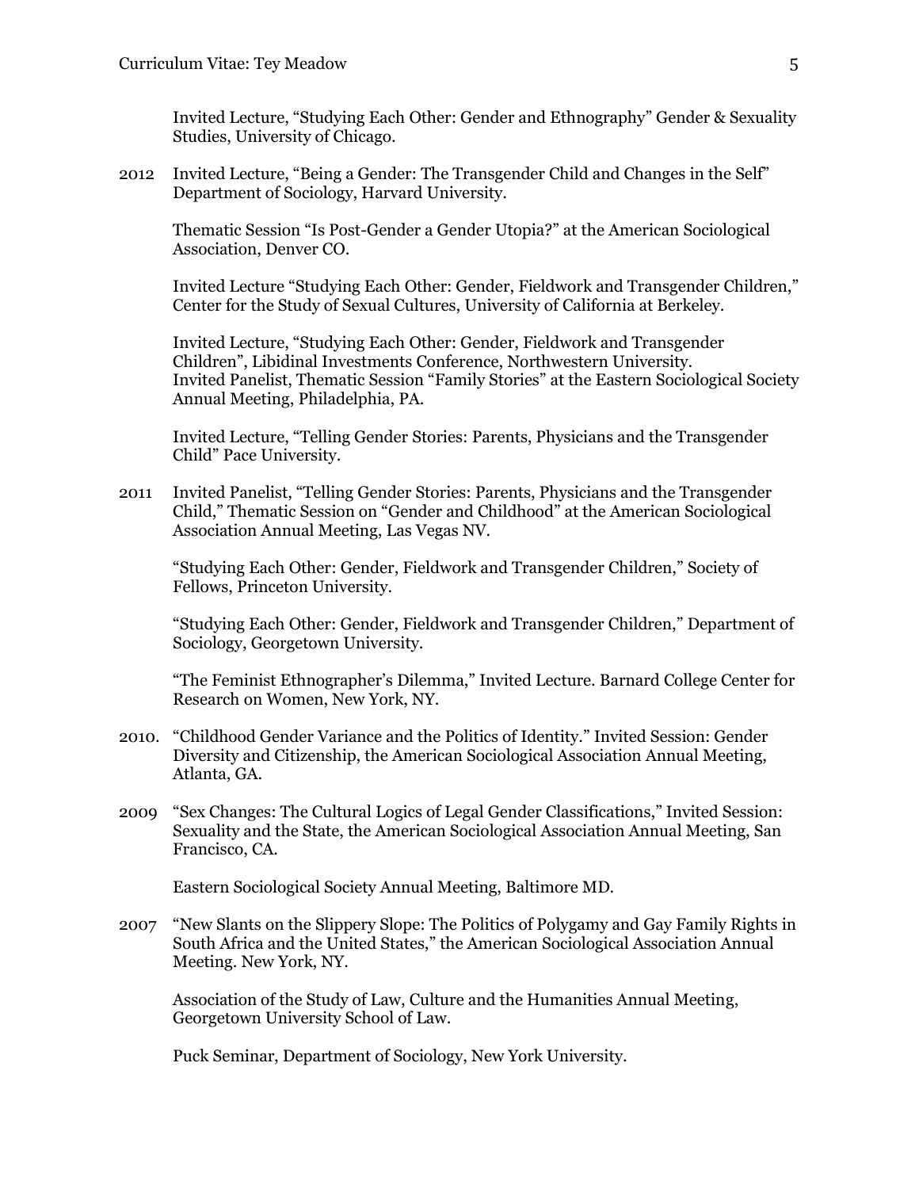Invited Lecture, "Studying Each Other: Gender and Ethnography" Gender & Sexuality Studies, University of Chicago.

2012 Invited Lecture, "Being a Gender: The Transgender Child and Changes in the Self" Department of Sociology, Harvard University.

Thematic Session "Is Post-Gender a Gender Utopia?" at the American Sociological Association, Denver CO.

Invited Lecture "Studying Each Other: Gender, Fieldwork and Transgender Children," Center for the Study of Sexual Cultures, University of California at Berkeley.

Invited Lecture, "Studying Each Other: Gender, Fieldwork and Transgender Children", Libidinal Investments Conference, Northwestern University.
Invited Panelist, Thematic Session "Family Stories" at the Eastern Sociological Society Annual Meeting, Philadelphia, PA.

Invited Lecture, "Telling Gender Stories: Parents, Physicians and the Transgender Child" Pace University.

2011 Invited Panelist, "Telling Gender Stories: Parents, Physicians and the Transgender Child," Thematic Session on "Gender and Childhood" at the American Sociological Association Annual Meeting, Las Vegas NV.

"Studying Each Other: Gender, Fieldwork and Transgender Children," Society of Fellows, Princeton University.

"Studying Each Other: Gender, Fieldwork and Transgender Children," Department of Sociology, Georgetown University.

"The Feminist Ethnographer's Dilemma," Invited Lecture. Barnard College Center for Research on Women, New York, NY.

2010. "Childhood Gender Variance and the Politics of Identity." Invited Session: Gender Diversity and Citizenship, the American Sociological Association Annual Meeting, Atlanta, GA.

2009 "Sex Changes: The Cultural Logics of Legal Gender Classifications," Invited Session: Sexuality and the State, the American Sociological Association Annual Meeting, San Francisco, CA.

Eastern Sociological Society Annual Meeting, Baltimore MD.

2007 "New Slants on the Slippery Slope: The Politics of Polygamy and Gay Family Rights in South Africa and the United States," the American Sociological Association Annual Meeting. New York, NY.

Association of the Study of Law, Culture and the Humanities Annual Meeting, Georgetown University School of Law.

Puck Seminar, Department of Sociology, New York University.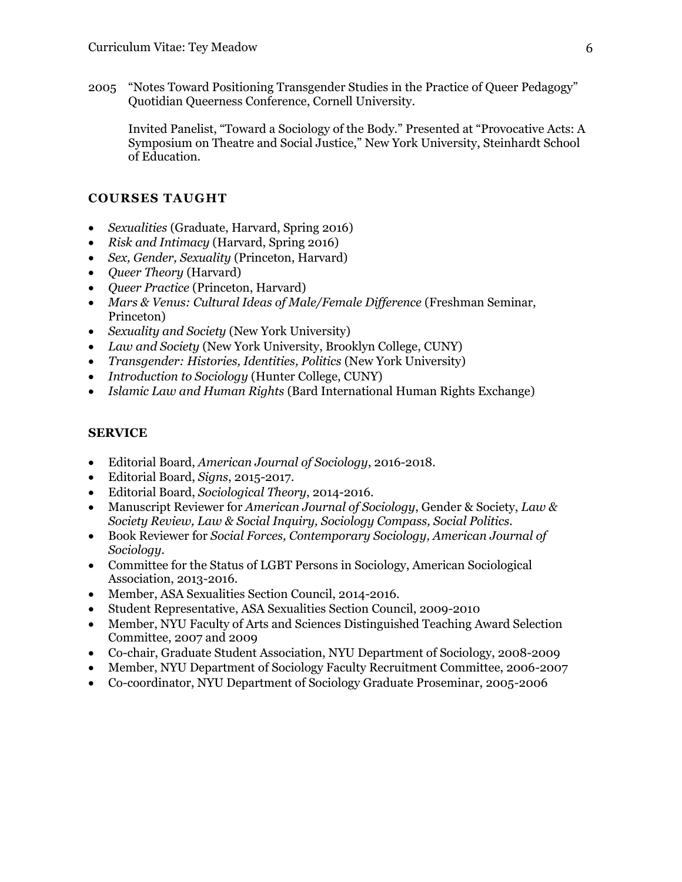2005 "Notes Toward Positioning Transgender Studies in the Practice of Queer Pedagogy" Quotidian Queerness Conference, Cornell University.

Invited Panelist, "Toward a Sociology of the Body." Presented at "Provocative Acts: A Symposium on Theatre and Social Justice," New York University, Steinhardt School of Education.

## COURSES TAUGHT

- *Sexualities* (Graduate, Harvard, Spring 2016)
- *Risk and Intimacy* (Harvard, Spring 2016)
- *Sex, Gender, Sexuality* (Princeton, Harvard)
- *Queer Theory* (Harvard)
- *Queer Practice* (Princeton, Harvard)
- *Mars & Venus: Cultural Ideas of Male/Female Difference* (Freshman Seminar, Princeton)
- *Sexuality and Society* (New York University)
- *Law and Society* (New York University, Brooklyn College, CUNY)
- *Transgender: Histories, Identities, Politics* (New York University)
- *Introduction to Sociology* (Hunter College, CUNY)
- *Islamic Law and Human Rights* (Bard International Human Rights Exchange)

## SERVICE

- Editorial Board, *American Journal of Sociology*, 2016-2018.
- Editorial Board, *Signs*, 2015-2017.
- Editorial Board, *Sociological Theory*, 2014-2016.
- Manuscript Reviewer for *American Journal of Sociology*, Gender & Society, *Law & Society Review, Law & Social Inquiry, Sociology Compass, Social Politics.*
- Book Reviewer for *Social Forces, Contemporary Sociology, American Journal of Sociology*.
- Committee for the Status of LGBT Persons in Sociology, American Sociological Association, 2013-2016.
- Member, ASA Sexualities Section Council, 2014-2016.
- Student Representative, ASA Sexualities Section Council, 2009-2010
- Member, NYU Faculty of Arts and Sciences Distinguished Teaching Award Selection Committee, 2007 and 2009
- Co-chair, Graduate Student Association, NYU Department of Sociology, 2008-2009
- Member, NYU Department of Sociology Faculty Recruitment Committee, 2006-2007
- Co-coordinator, NYU Department of Sociology Graduate Proseminar, 2005-2006